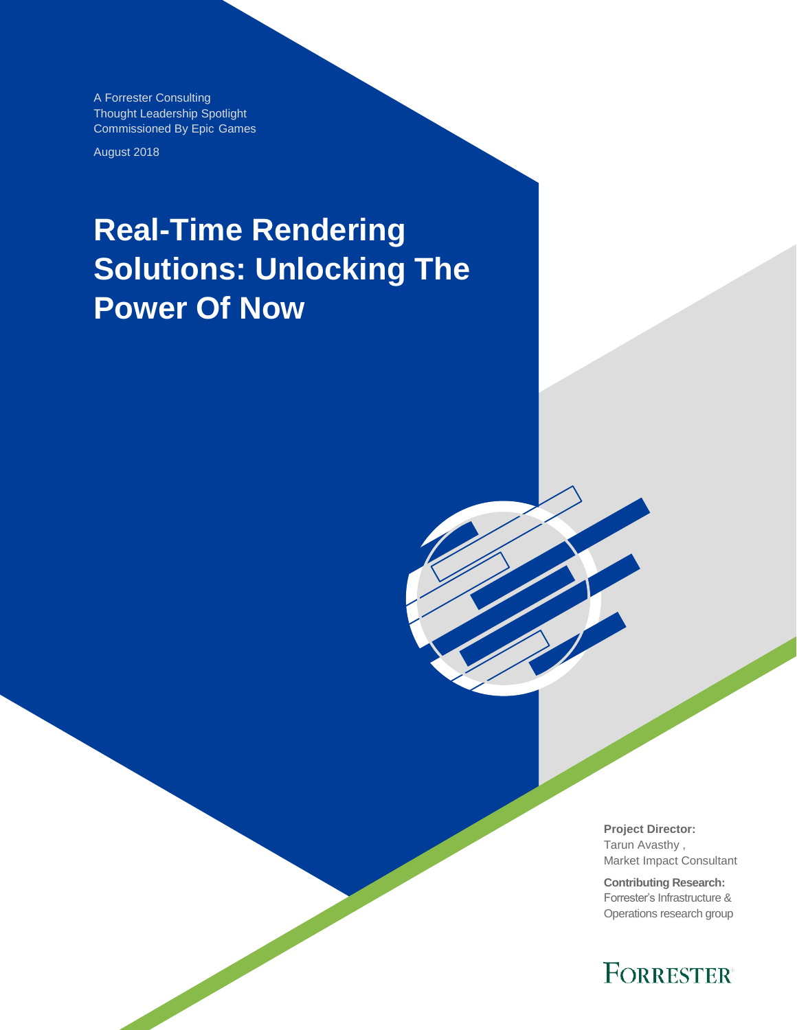A Forrester Consulting
Thought Leadership Spotlight
Commissioned By Epic Games

August 2018

# Real-Time Rendering Solutions: Unlocking The Power Of Now

**Project Director:**
Tarun Avasthy ,
Market Impact Consultant

**Contributing Research:**
Forrester's Infrastructure & Operations research group

FORRESTER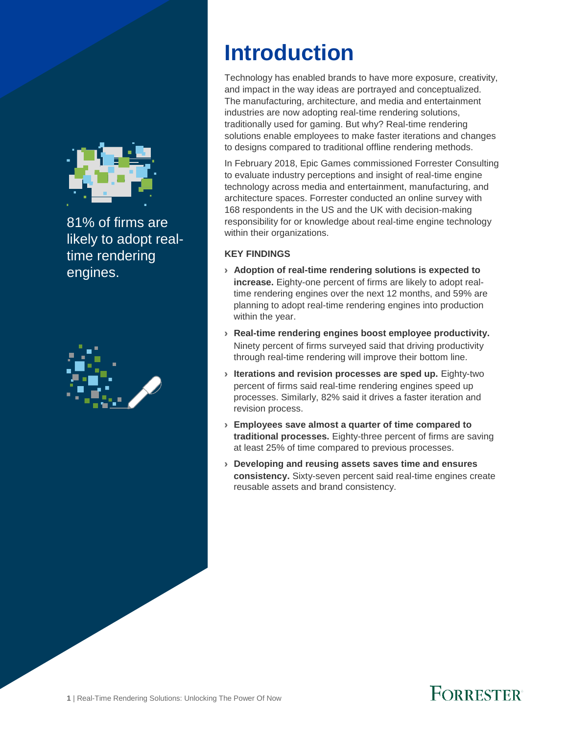81% of firms are likely to adopt real-time rendering engines.

# Introduction

Technology has enabled brands to have more exposure, creativity, and impact in the way ideas are portrayed and conceptualized. The manufacturing, architecture, and media and entertainment industries are now adopting real-time rendering solutions, traditionally used for gaming. But why? Real-time rendering solutions enable employees to make faster iterations and changes to designs compared to traditional offline rendering methods.

In February 2018, Epic Games commissioned Forrester Consulting to evaluate industry perceptions and insight of real-time engine technology across media and entertainment, manufacturing, and architecture spaces. Forrester conducted an online survey with 168 respondents in the US and the UK with decision-making responsibility for or knowledge about real-time engine technology within their organizations.

### KEY FINDINGS

- **Adoption of real-time rendering solutions is expected to increase.** Eighty-one percent of firms are likely to adopt real-time rendering engines over the next 12 months, and 59% are planning to adopt real-time rendering engines into production within the year.
- **Real-time rendering engines boost employee productivity.** Ninety percent of firms surveyed said that driving productivity through real-time rendering will improve their bottom line.
- **Iterations and revision processes are sped up.** Eighty-two percent of firms said real-time rendering engines speed up processes. Similarly, 82% said it drives a faster iteration and revision process.
- **Employees save almost a quarter of time compared to traditional processes.** Eighty-three percent of firms are saving at least 25% of time compared to previous processes.
- **Developing and reusing assets saves time and ensures consistency.** Sixty-seven percent said real-time engines create reusable assets and brand consistency.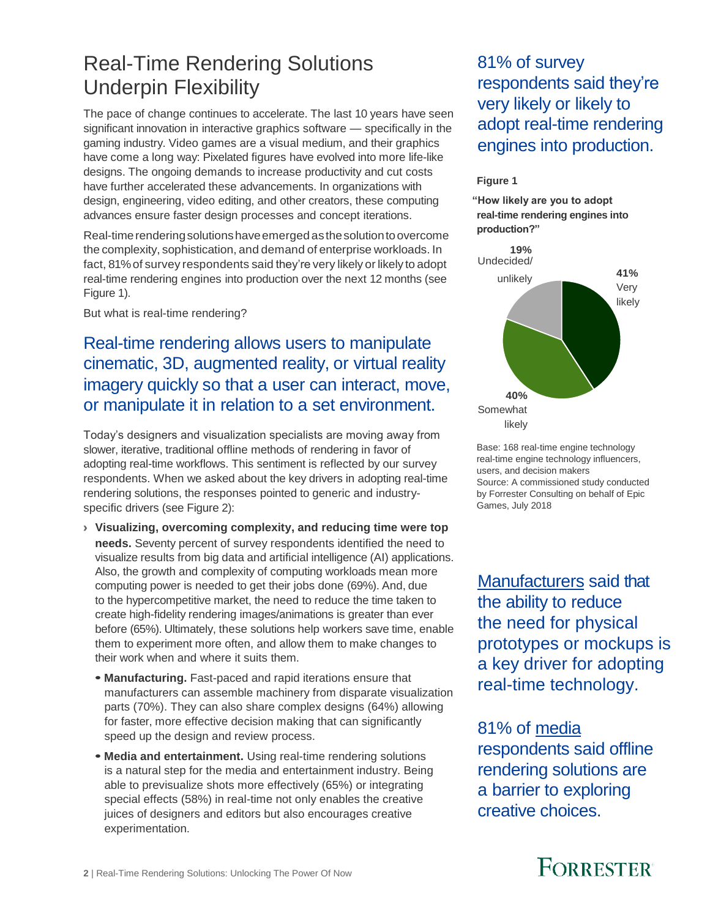# Real-Time Rendering Solutions Underpin Flexibility

The pace of change continues to accelerate. The last 10 years have seen significant innovation in interactive graphics software — specifically in the gaming industry. Video games are a visual medium, and their graphics have come a long way: Pixelated figures have evolved into more life-like designs. The ongoing demands to increase productivity and cut costs have further accelerated these advancements. In organizations with design, engineering, video editing, and other creators, these computing advances ensure faster design processes and concept iterations.

Real-time rendering solutions have emerged as the solution to overcome the complexity, sophistication, and demand of enterprise workloads. In fact, 81% of survey respondents said they're very likely or likely to adopt real-time rendering engines into production over the next 12 months (see Figure 1).

But what is real-time rendering?

## Real-time rendering allows users to manipulate cinematic, 3D, augmented reality, or virtual reality imagery quickly so that a user can interact, move, or manipulate it in relation to a set environment.

Today's designers and visualization specialists are moving away from slower, iterative, traditional offline methods of rendering in favor of adopting real-time workflows. This sentiment is reflected by our survey respondents. When we asked about the key drivers in adopting real-time rendering solutions, the responses pointed to generic and industry-specific drivers (see Figure 2):

- **Visualizing, overcoming complexity, and reducing time were top needs.** Seventy percent of survey respondents identified the need to visualize results from big data and artificial intelligence (AI) applications. Also, the growth and complexity of computing workloads mean more computing power is needed to get their jobs done (69%). And, due to the hypercompetitive market, the need to reduce the time taken to create high-fidelity rendering images/animations is greater than ever before (65%). Ultimately, these solutions help workers save time, enable them to experiment more often, and allow them to make changes to their work when and where it suits them.
  - **Manufacturing.** Fast-paced and rapid iterations ensure that manufacturers can assemble machinery from disparate visualization parts (70%). They can also share complex designs (64%) allowing for faster, more effective decision making that can significantly speed up the design and review process.
  - **Media and entertainment.** Using real-time rendering solutions is a natural step for the media and entertainment industry. Being able to previsualize shots more effectively (65%) or integrating special effects (58%) in real-time not only enables the creative juices of designers and editors but also encourages creative experimentation.

## 81% of survey respondents said they're very likely or likely to adopt real-time rendering engines into production.

**Figure 1**

**"How likely are you to adopt real-time rendering engines into production?"**

| Response | Percentage |
|---|---|
| Very likely | 41% |
| Somewhat likely | 40% |
| Undecided/unlikely | 19% |

Base: 168 real-time engine technology real-time engine technology influencers, users, and decision makers
Source: A commissioned study conducted by Forrester Consulting on behalf of Epic Games, July 2018

## Manufacturers said that the ability to reduce the need for physical prototypes or mockups is a key driver for adopting real-time technology.

## 81% of media respondents said offline rendering solutions are a barrier to exploring creative choices.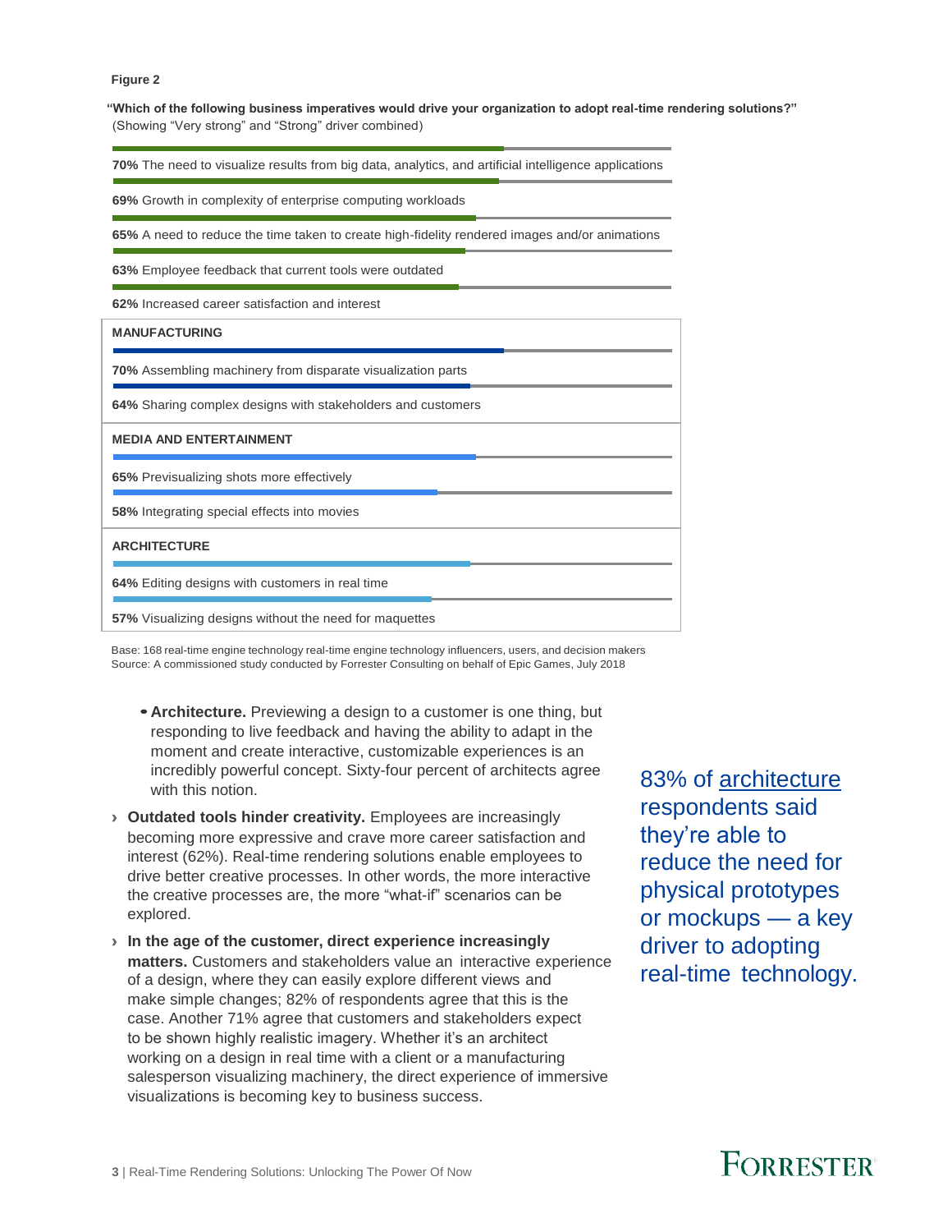**Figure 2**

**"Which of the following business imperatives would drive your organization to adopt real-time rendering solutions?"**
(Showing "Very strong" and "Strong" driver combined)

**70%** The need to visualize results from big data, analytics, and artificial intelligence applications

**69%** Growth in complexity of enterprise computing workloads

**65%** A need to reduce the time taken to create high-fidelity rendered images and/or animations

**63%** Employee feedback that current tools were outdated

**62%** Increased career satisfaction and interest

**MANUFACTURING**

**70%** Assembling machinery from disparate visualization parts

**64%** Sharing complex designs with stakeholders and customers

**MEDIA AND ENTERTAINMENT**

**65%** Previsualizing shots more effectively

**58%** Integrating special effects into movies

**ARCHITECTURE**

**64%** Editing designs with customers in real time

**57%** Visualizing designs without the need for maquettes

Base: 168 real-time engine technology real-time engine technology influencers, users, and decision makers
Source: A commissioned study conducted by Forrester Consulting on behalf of Epic Games, July 2018

- **Architecture.** Previewing a design to a customer is one thing, but responding to live feedback and having the ability to adapt in the moment and create interactive, customizable experiences is an incredibly powerful concept. Sixty-four percent of architects agree with this notion.

- **Outdated tools hinder creativity.** Employees are increasingly becoming more expressive and crave more career satisfaction and interest (62%). Real-time rendering solutions enable employees to drive better creative processes. In other words, the more interactive the creative processes are, the more "what-if" scenarios can be explored.

- **In the age of the customer, direct experience increasingly matters.** Customers and stakeholders value an interactive experience of a design, where they can easily explore different views and make simple changes; 82% of respondents agree that this is the case. Another 71% agree that customers and stakeholders expect to be shown highly realistic imagery. Whether it's an architect working on a design in real time with a client or a manufacturing salesperson visualizing machinery, the direct experience of immersive visualizations is becoming key to business success.

83% of architecture respondents said they're able to reduce the need for physical prototypes or mockups — a key driver to adopting real-time technology.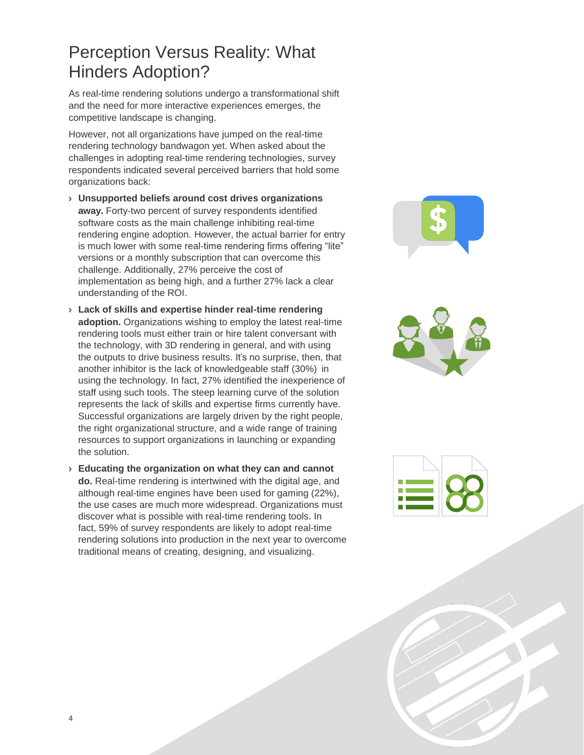# Perception Versus Reality: What Hinders Adoption?

As real-time rendering solutions undergo a transformational shift and the need for more interactive experiences emerges, the competitive landscape is changing.

However, not all organizations have jumped on the real-time rendering technology bandwagon yet. When asked about the challenges in adopting real-time rendering technologies, survey respondents indicated several perceived barriers that hold some organizations back:

- **Unsupported beliefs around cost drives organizations away.** Forty-two percent of survey respondents identified software costs as the main challenge inhibiting real-time rendering engine adoption. However, the actual barrier for entry is much lower with some real-time rendering firms offering "lite" versions or a monthly subscription that can overcome this challenge. Additionally, 27% perceive the cost of implementation as being high, and a further 27% lack a clear understanding of the ROI.
- **Lack of skills and expertise hinder real-time rendering adoption.** Organizations wishing to employ the latest real-time rendering tools must either train or hire talent conversant with the technology, with 3D rendering in general, and with using the outputs to drive business results. It's no surprise, then, that another inhibitor is the lack of knowledgeable staff (30%) in using the technology. In fact, 27% identified the inexperience of staff using such tools. The steep learning curve of the solution represents the lack of skills and expertise firms currently have. Successful organizations are largely driven by the right people, the right organizational structure, and a wide range of training resources to support organizations in launching or expanding the solution.
- **Educating the organization on what they can and cannot do.** Real-time rendering is intertwined with the digital age, and although real-time engines have been used for gaming (22%), the use cases are much more widespread. Organizations must discover what is possible with real-time rendering tools. In fact, 59% of survey respondents are likely to adopt real-time rendering solutions into production in the next year to overcome traditional means of creating, designing, and visualizing.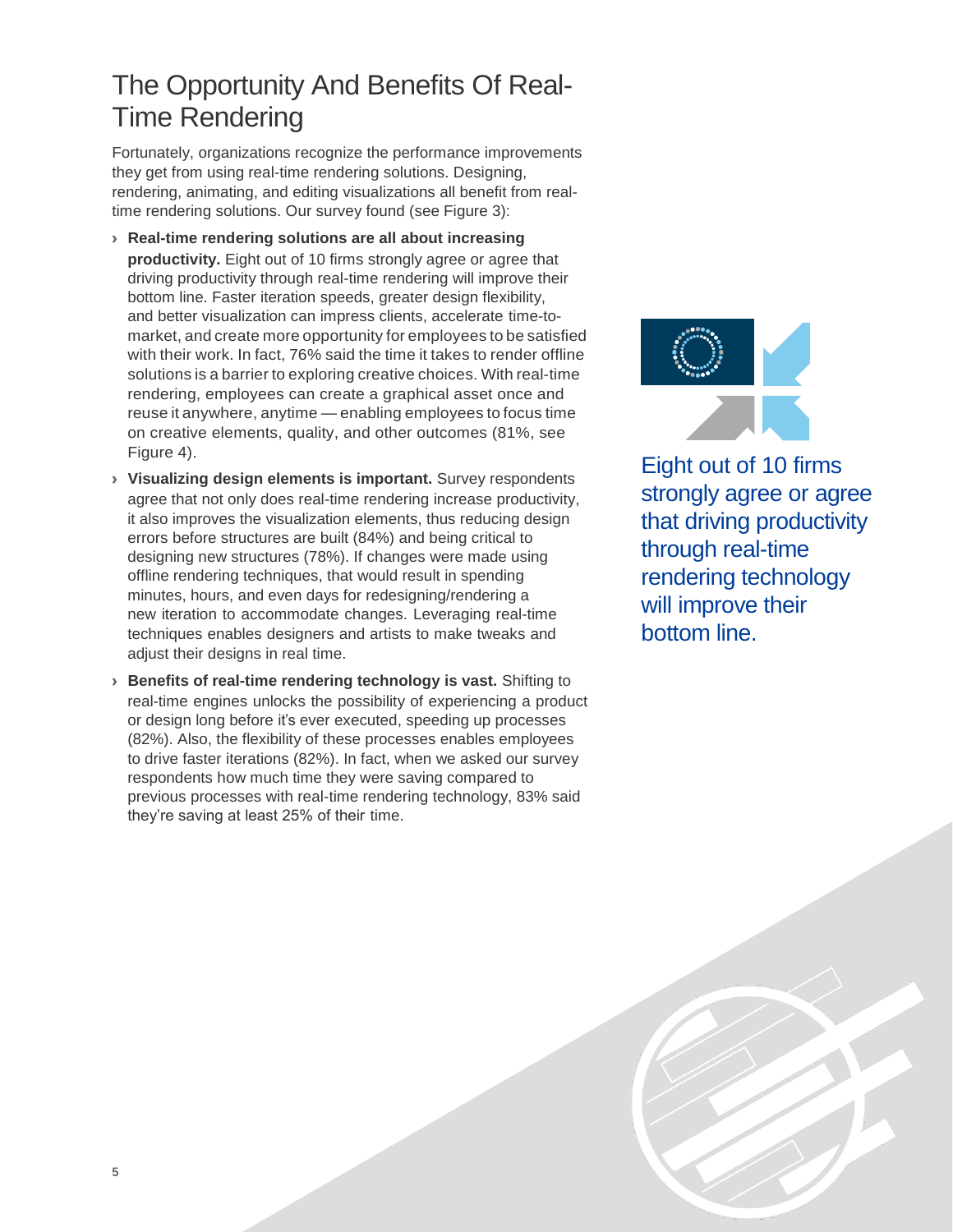# The Opportunity And Benefits Of Real-Time Rendering

Fortunately, organizations recognize the performance improvements they get from using real-time rendering solutions. Designing, rendering, animating, and editing visualizations all benefit from real-time rendering solutions. Our survey found (see Figure 3):

- **Real-time rendering solutions are all about increasing productivity.** Eight out of 10 firms strongly agree or agree that driving productivity through real-time rendering will improve their bottom line. Faster iteration speeds, greater design flexibility, and better visualization can impress clients, accelerate time-to-market, and create more opportunity for employees to be satisfied with their work. In fact, 76% said the time it takes to render offline solutions is a barrier to exploring creative choices. With real-time rendering, employees can create a graphical asset once and reuse it anywhere, anytime — enabling employees to focus time on creative elements, quality, and other outcomes (81%, see Figure 4).
- **Visualizing design elements is important.** Survey respondents agree that not only does real-time rendering increase productivity, it also improves the visualization elements, thus reducing design errors before structures are built (84%) and being critical to designing new structures (78%). If changes were made using offline rendering techniques, that would result in spending minutes, hours, and even days for redesigning/rendering a new iteration to accommodate changes. Leveraging real-time techniques enables designers and artists to make tweaks and adjust their designs in real time.
- **Benefits of real-time rendering technology is vast.** Shifting to real-time engines unlocks the possibility of experiencing a product or design long before it's ever executed, speeding up processes (82%). Also, the flexibility of these processes enables employees to drive faster iterations (82%). In fact, when we asked our survey respondents how much time they were saving compared to previous processes with real-time rendering technology, 83% said they're saving at least 25% of their time.

Eight out of 10 firms strongly agree or agree that driving productivity through real-time rendering technology will improve their bottom line.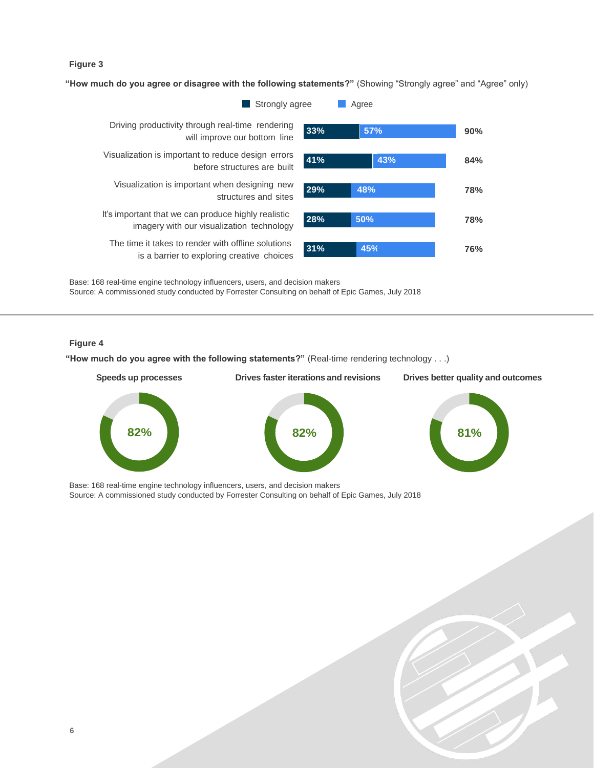**Figure 3**

**"How much do you agree or disagree with the following statements?"** (Showing "Strongly agree" and "Agree" only)

| Statement | Strongly agree | Agree | Total |
| --- | --- | --- | --- |
| Driving productivity through real-time rendering will improve our bottom line | 33% | 57% | 90% |
| Visualization is important to reduce design errors before structures are built | 41% | 43% | 84% |
| Visualization is important when designing new structures and sites | 29% | 48% | 78% |
| It's important that we can produce highly realistic imagery with our visualization technology | 28% | 50% | 78% |
| The time it takes to render with offline solutions is a barrier to exploring creative choices | 31% | 45% | 76% |

Base: 168 real-time engine technology influencers, users, and decision makers
Source: A commissioned study conducted by Forrester Consulting on behalf of Epic Games, July 2018

**Figure 4**

**"How much do you agree with the following statements?"** (Real-time rendering technology . . .)

| Speeds up processes | Drives faster iterations and revisions | Drives better quality and outcomes |
| --- | --- | --- |
| 82% | 82% | 81% |

Base: 168 real-time engine technology influencers, users, and decision makers
Source: A commissioned study conducted by Forrester Consulting on behalf of Epic Games, July 2018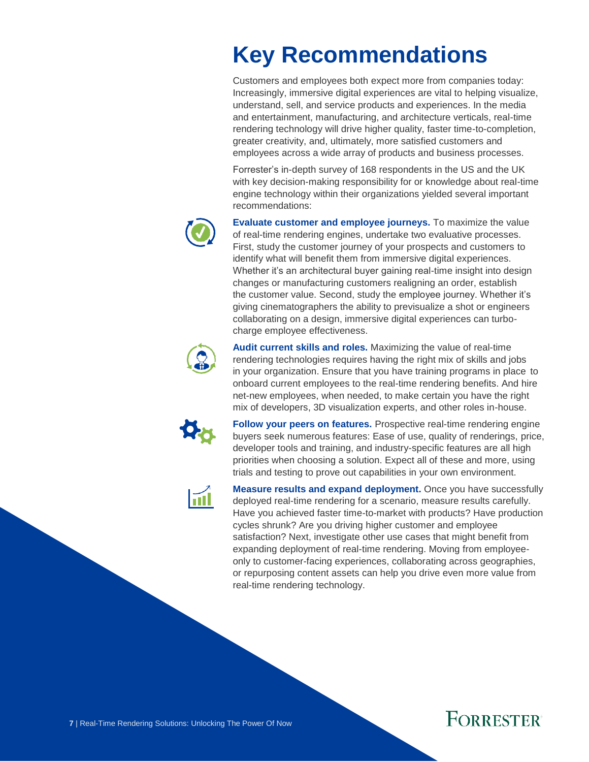# Key Recommendations

Customers and employees both expect more from companies today: Increasingly, immersive digital experiences are vital to helping visualize, understand, sell, and service products and experiences. In the media and entertainment, manufacturing, and architecture verticals, real-time rendering technology will drive higher quality, faster time-to-completion, greater creativity, and, ultimately, more satisfied customers and employees across a wide array of products and business processes.

Forrester's in-depth survey of 168 respondents in the US and the UK with key decision-making responsibility for or knowledge about real-time engine technology within their organizations yielded several important recommendations:

**Evaluate customer and employee journeys.** To maximize the value of real-time rendering engines, undertake two evaluative processes. First, study the customer journey of your prospects and customers to identify what will benefit them from immersive digital experiences. Whether it's an architectural buyer gaining real-time insight into design changes or manufacturing customers realigning an order, establish the customer value. Second, study the employee journey. Whether it's giving cinematographers the ability to previsualize a shot or engineers collaborating on a design, immersive digital experiences can turbo-charge employee effectiveness.

**Audit current skills and roles.** Maximizing the value of real-time rendering technologies requires having the right mix of skills and jobs in your organization. Ensure that you have training programs in place to onboard current employees to the real-time rendering benefits. And hire net-new employees, when needed, to make certain you have the right mix of developers, 3D visualization experts, and other roles in-house.

**Follow your peers on features.** Prospective real-time rendering engine buyers seek numerous features: Ease of use, quality of renderings, price, developer tools and training, and industry-specific features are all high priorities when choosing a solution. Expect all of these and more, using trials and testing to prove out capabilities in your own environment.

**Measure results and expand deployment.** Once you have successfully deployed real-time rendering for a scenario, measure results carefully. Have you achieved faster time-to-market with products? Have production cycles shrunk? Are you driving higher customer and employee satisfaction? Next, investigate other use cases that might benefit from expanding deployment of real-time rendering. Moving from employee-only to customer-facing experiences, collaborating across geographies, or repurposing content assets can help you drive even more value from real-time rendering technology.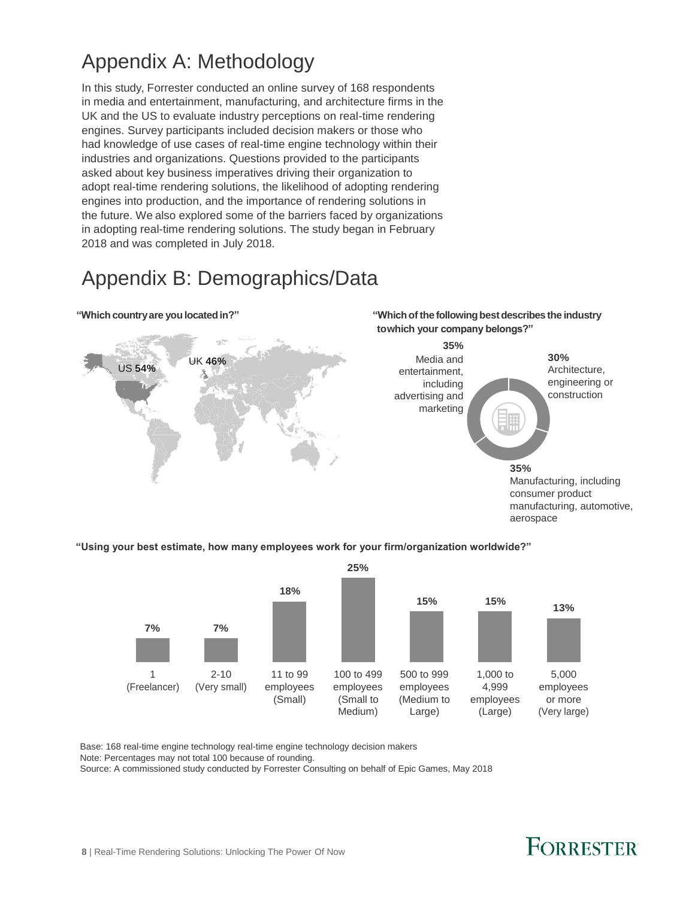# Appendix A: Methodology

In this study, Forrester conducted an online survey of 168 respondents in media and entertainment, manufacturing, and architecture firms in the UK and the US to evaluate industry perceptions on real-time rendering engines. Survey participants included decision makers or those who had knowledge of use cases of real-time engine technology within their industries and organizations. Questions provided to the participants asked about key business imperatives driving their organization to adopt real-time rendering solutions, the likelihood of adopting rendering engines into production, and the importance of rendering solutions in the future. We also explored some of the barriers faced by organizations in adopting real-time rendering solutions. The study began in February 2018 and was completed in July 2018.

# Appendix B: Demographics/Data

**"Which country are you located in?"**

US **54%**

UK **46%**

**"Which of the following best describes the industry to which your company belongs?"**

**35%** Media and entertainment, including advertising and marketing

**30%** Architecture, engineering or construction

**35%** Manufacturing, including consumer product manufacturing, automotive, aerospace

**"Using your best estimate, how many employees work for your firm/organization worldwide?"**

**7%** 1 (Freelancer)

**7%** 2-10 (Very small)

**18%** 11 to 99 employees (Small)

**25%** 100 to 499 employees (Small to Medium)

**15%** 500 to 999 employees (Medium to Large)

**15%** 1,000 to 4,999 employees (Large)

**13%** 5,000 employees or more (Very large)

Base: 168 real-time engine technology real-time engine technology decision makers

Note: Percentages may not total 100 because of rounding.

Source: A commissioned study conducted by Forrester Consulting on behalf of Epic Games, May 2018